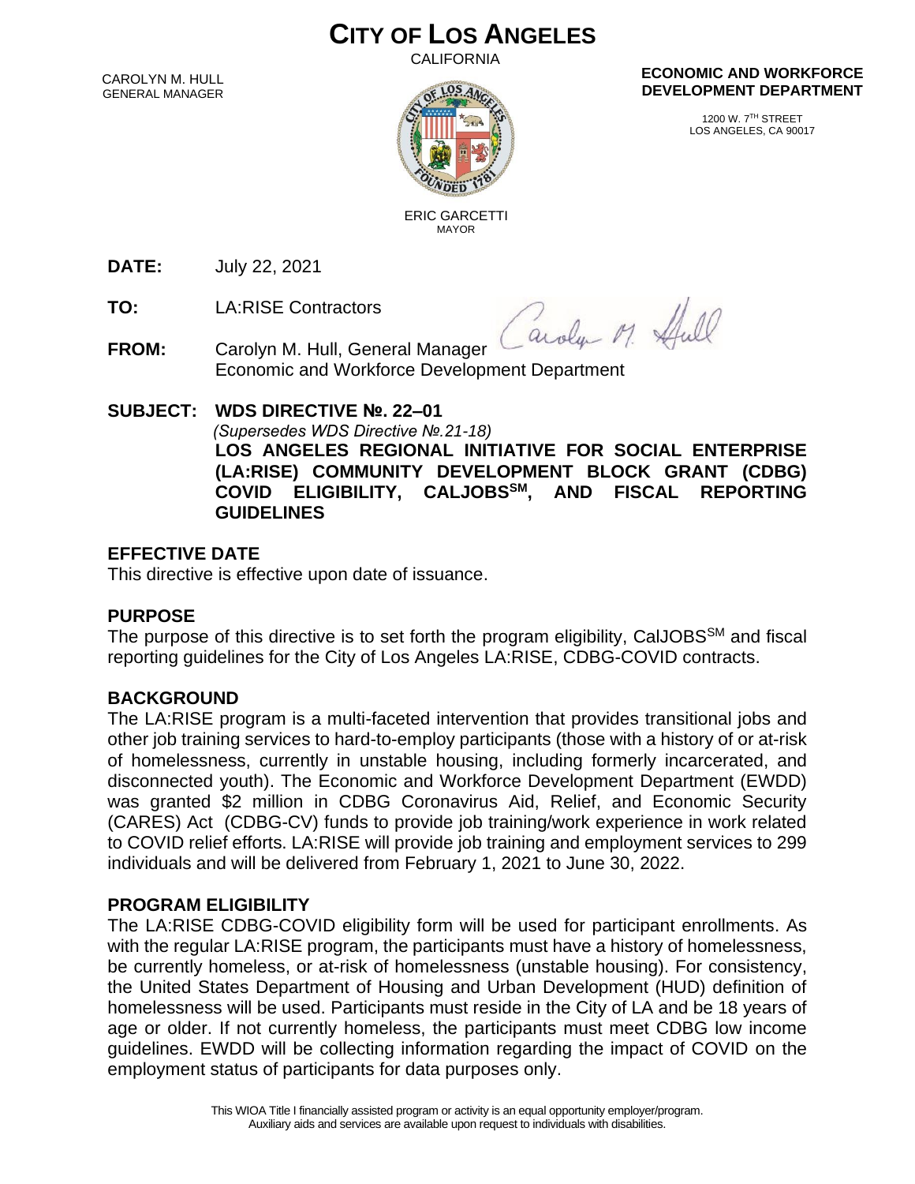# CITY OF LOS ANGELES

CALIFORNIA

CAROLYN M. HULL
GENERAL MANAGER

ERIC GARCETTI
MAYOR

**ECONOMIC AND WORKFORCE DEVELOPMENT DEPARTMENT**

1200 W. 7TH STREET
LOS ANGELES, CA 90017

**DATE:** July 22, 2021

**TO:** LA:RISE Contractors

**FROM:** Carolyn M. Hull, General Manager
Economic and Workforce Development Department

**SUBJECT: WDS DIRECTIVE №. 22–01**
*(Supersedes WDS Directive №.21-18)*
**LOS ANGELES REGIONAL INITIATIVE FOR SOCIAL ENTERPRISE (LA:RISE) COMMUNITY DEVELOPMENT BLOCK GRANT (CDBG) COVID ELIGIBILITY, CALJOBSSM, AND FISCAL REPORTING GUIDELINES**

## EFFECTIVE DATE

This directive is effective upon date of issuance.

## PURPOSE

The purpose of this directive is to set forth the program eligibility, CalJOBSSM and fiscal reporting guidelines for the City of Los Angeles LA:RISE, CDBG-COVID contracts.

## BACKGROUND

The LA:RISE program is a multi-faceted intervention that provides transitional jobs and other job training services to hard-to-employ participants (those with a history of or at-risk of homelessness, currently in unstable housing, including formerly incarcerated, and disconnected youth). The Economic and Workforce Development Department (EWDD) was granted $2 million in CDBG Coronavirus Aid, Relief, and Economic Security (CARES) Act (CDBG-CV) funds to provide job training/work experience in work related to COVID relief efforts. LA:RISE will provide job training and employment services to 299 individuals and will be delivered from February 1, 2021 to June 30, 2022.

## PROGRAM ELIGIBILITY

The LA:RISE CDBG-COVID eligibility form will be used for participant enrollments. As with the regular LA:RISE program, the participants must have a history of homelessness, be currently homeless, or at-risk of homelessness (unstable housing). For consistency, the United States Department of Housing and Urban Development (HUD) definition of homelessness will be used. Participants must reside in the City of LA and be 18 years of age or older. If not currently homeless, the participants must meet CDBG low income guidelines. EWDD will be collecting information regarding the impact of COVID on the employment status of participants for data purposes only.

This WIOA Title I financially assisted program or activity is an equal opportunity employer/program.
Auxiliary aids and services are available upon request to individuals with disabilities.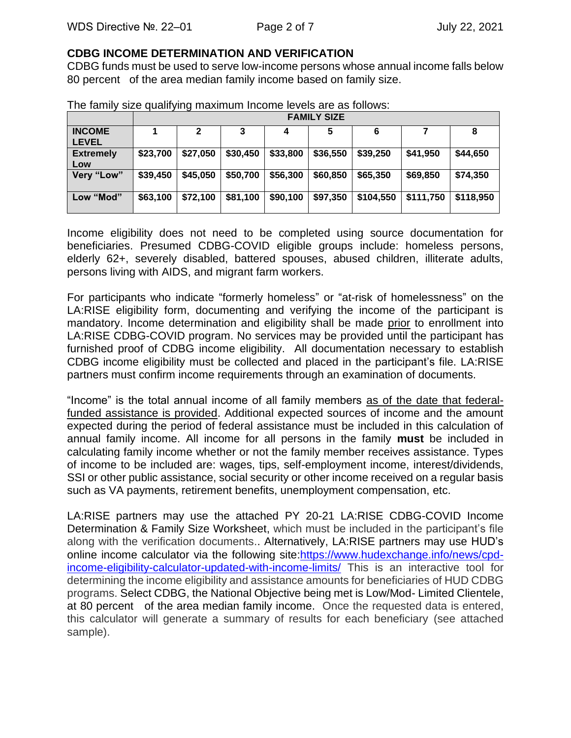## CDBG INCOME DETERMINATION AND VERIFICATION

CDBG funds must be used to serve low-income persons whose annual income falls below 80 percent of the area median family income based on family size.

The family size qualifying maximum Income levels are as follows:

| | FAMILY SIZE | | | | | | | |
|---|---|---|---|---|---|---|---|---|
| **INCOME LEVEL** | **1** | **2** | **3** | **4** | **5** | **6** | **7** | **8** |
| **Extremely Low** | **$23,700** | **$27,050** | **$30,450** | **$33,800** | **$36,550** | **$39,250** | **$41,950** | **$44,650** |
| **Very "Low"** | **$39,450** | **$45,050** | **$50,700** | **$56,300** | **$60,850** | **$65,350** | **$69,850** | **$74,350** |
| **Low "Mod"** | **$63,100** | **$72,100** | **$81,100** | **$90,100** | **$97,350** | **$104,550** | **$111,750** | **$118,950** |

Income eligibility does not need to be completed using source documentation for beneficiaries. Presumed CDBG-COVID eligible groups include: homeless persons, elderly 62+, severely disabled, battered spouses, abused children, illiterate adults, persons living with AIDS, and migrant farm workers.

For participants who indicate "formerly homeless" or "at-risk of homelessness" on the LA:RISE eligibility form, documenting and verifying the income of the participant is mandatory. Income determination and eligibility shall be made <u>prior</u> to enrollment into LA:RISE CDBG-COVID program. No services may be provided until the participant has furnished proof of CDBG income eligibility. All documentation necessary to establish CDBG income eligibility must be collected and placed in the participant's file. LA:RISE partners must confirm income requirements through an examination of documents.

"Income" is the total annual income of all family members <u>as of the date that federal-funded assistance is provided</u>. Additional expected sources of income and the amount expected during the period of federal assistance must be included in this calculation of annual family income. All income for all persons in the family **must** be included in calculating family income whether or not the family member receives assistance. Types of income to be included are: wages, tips, self-employment income, interest/dividends, SSI or other public assistance, social security or other income received on a regular basis such as VA payments, retirement benefits, unemployment compensation, etc.

LA:RISE partners may use the attached PY 20-21 LA:RISE CDBG-COVID Income Determination & Family Size Worksheet, which must be included in the participant's file along with the verification documents.. Alternatively, LA:RISE partners may use HUD's online income calculator via the following site:[https://www.hudexchange.info/news/cpd-income-eligibility-calculator-updated-with-income-limits/](https://www.hudexchange.info/news/cpd-income-eligibility-calculator-updated-with-income-limits/) This is an interactive tool for determining the income eligibility and assistance amounts for beneficiaries of HUD CDBG programs. Select CDBG, the National Objective being met is Low/Mod- Limited Clientele, at 80 percent of the area median family income. Once the requested data is entered, this calculator will generate a summary of results for each beneficiary (see attached sample).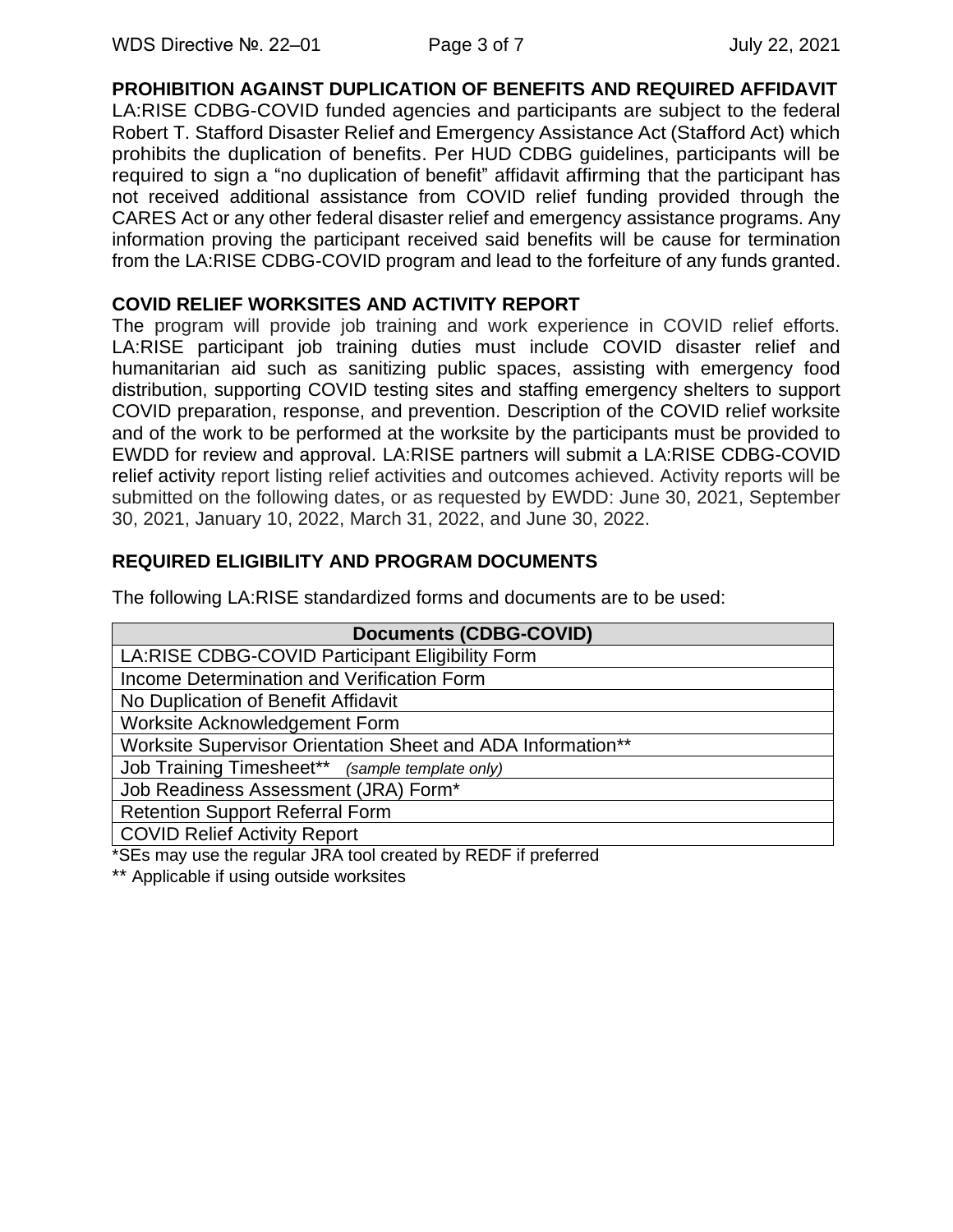## PROHIBITION AGAINST DUPLICATION OF BENEFITS AND REQUIRED AFFIDAVIT

LA:RISE CDBG-COVID funded agencies and participants are subject to the federal Robert T. Stafford Disaster Relief and Emergency Assistance Act (Stafford Act) which prohibits the duplication of benefits. Per HUD CDBG guidelines, participants will be required to sign a "no duplication of benefit" affidavit affirming that the participant has not received additional assistance from COVID relief funding provided through the CARES Act or any other federal disaster relief and emergency assistance programs. Any information proving the participant received said benefits will be cause for termination from the LA:RISE CDBG-COVID program and lead to the forfeiture of any funds granted.

## COVID RELIEF WORKSITES AND ACTIVITY REPORT

The program will provide job training and work experience in COVID relief efforts. LA:RISE participant job training duties must include COVID disaster relief and humanitarian aid such as sanitizing public spaces, assisting with emergency food distribution, supporting COVID testing sites and staffing emergency shelters to support COVID preparation, response, and prevention. Description of the COVID relief worksite and of the work to be performed at the worksite by the participants must be provided to EWDD for review and approval. LA:RISE partners will submit a LA:RISE CDBG-COVID relief activity report listing relief activities and outcomes achieved. Activity reports will be submitted on the following dates, or as requested by EWDD: June 30, 2021, September 30, 2021, January 10, 2022, March 31, 2022, and June 30, 2022.

## REQUIRED ELIGIBILITY AND PROGRAM DOCUMENTS

The following LA:RISE standardized forms and documents are to be used:

| Documents (CDBG-COVID) |
|---|
| LA:RISE CDBG-COVID Participant Eligibility Form |
| Income Determination and Verification Form |
| No Duplication of Benefit Affidavit |
| Worksite Acknowledgement Form |
| Worksite Supervisor Orientation Sheet and ADA Information** |
| Job Training Timesheet** *(sample template only)* |
| Job Readiness Assessment (JRA) Form* |
| Retention Support Referral Form |
| COVID Relief Activity Report |

*SEs may use the regular JRA tool created by REDF if preferred

** Applicable if using outside worksites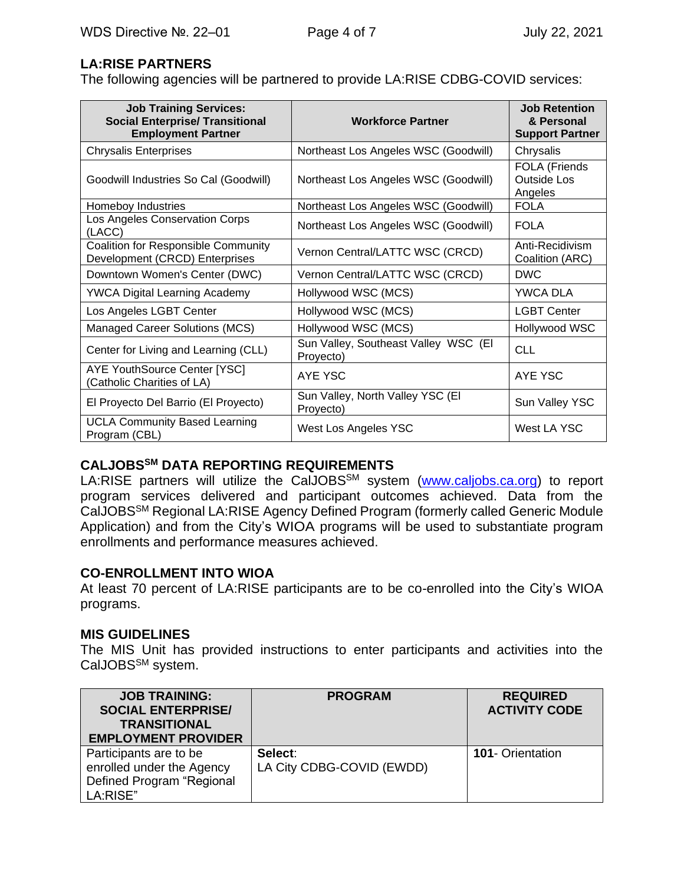## LA:RISE PARTNERS

The following agencies will be partnered to provide LA:RISE CDBG-COVID services:

| Job Training Services: Social Enterprise/ Transitional Employment Partner | Workforce Partner | Job Retention & Personal Support Partner |
|---|---|---|
| Chrysalis Enterprises | Northeast Los Angeles WSC (Goodwill) | Chrysalis |
| Goodwill Industries So Cal (Goodwill) | Northeast Los Angeles WSC (Goodwill) | FOLA (Friends Outside Los Angeles |
| Homeboy Industries | Northeast Los Angeles WSC (Goodwill) | FOLA |
| Los Angeles Conservation Corps (LACC) | Northeast Los Angeles WSC (Goodwill) | FOLA |
| Coalition for Responsible Community Development (CRCD) Enterprises | Vernon Central/LATTC WSC (CRCD) | Anti-Recidivism Coalition (ARC) |
| Downtown Women's Center (DWC) | Vernon Central/LATTC WSC (CRCD) | DWC |
| YWCA Digital Learning Academy | Hollywood WSC (MCS) | YWCA DLA |
| Los Angeles LGBT Center | Hollywood WSC (MCS) | LGBT Center |
| Managed Career Solutions (MCS) | Hollywood WSC (MCS) | Hollywood WSC |
| Center for Living and Learning (CLL) | Sun Valley, Southeast Valley WSC (El Proyecto) | CLL |
| AYE YouthSource Center [YSC] (Catholic Charities of LA) | AYE YSC | AYE YSC |
| El Proyecto Del Barrio (El Proyecto) | Sun Valley, North Valley YSC (El Proyecto) | Sun Valley YSC |
| UCLA Community Based Learning Program (CBL) | West Los Angeles YSC | West LA YSC |

## CALJOBS[SM] DATA REPORTING REQUIREMENTS

LA:RISE partners will utilize the CalJOBS[SM] system (www.caljobs.ca.org) to report program services delivered and participant outcomes achieved. Data from the CalJOBS[SM] Regional LA:RISE Agency Defined Program (formerly called Generic Module Application) and from the City's WIOA programs will be used to substantiate program enrollments and performance measures achieved.

## CO-ENROLLMENT INTO WIOA

At least 70 percent of LA:RISE participants are to be co-enrolled into the City's WIOA programs.

## MIS GUIDELINES

The MIS Unit has provided instructions to enter participants and activities into the CalJOBS[SM] system.

| JOB TRAINING: SOCIAL ENTERPRISE/ TRANSITIONAL EMPLOYMENT PROVIDER | PROGRAM | REQUIRED ACTIVITY CODE |
|---|---|---|
| Participants are to be enrolled under the Agency Defined Program "Regional LA:RISE" | **Select**: LA City CDBG-COVID (EWDD) | **101**- Orientation |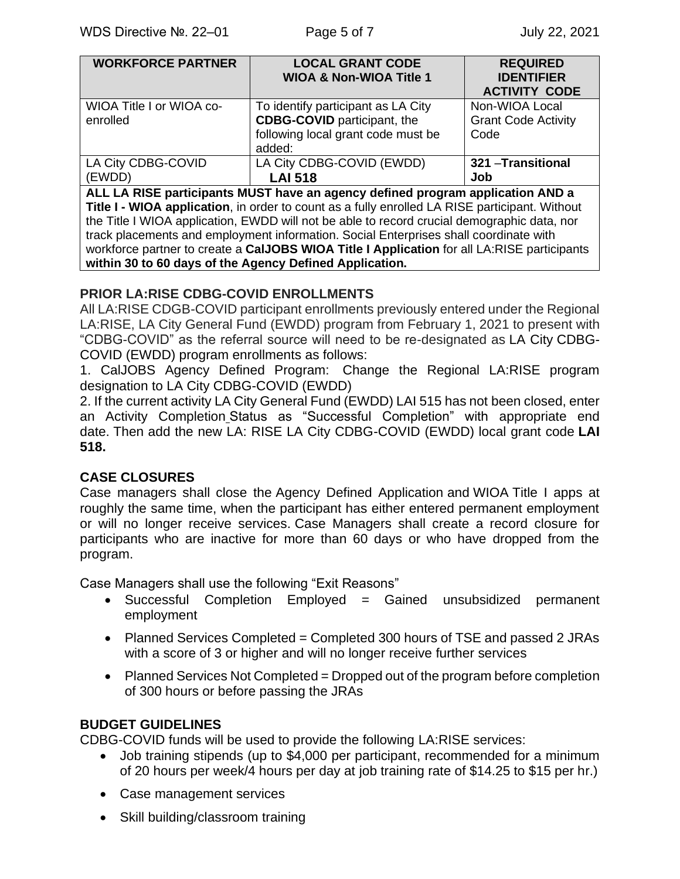| WORKFORCE PARTNER | LOCAL GRANT CODE WIOA & Non-WIOA Title 1 | REQUIRED IDENTIFIER ACTIVITY CODE |
|---|---|---|
| WIOA Title I or WIOA co-enrolled | To identify participant as LA City **CDBG-COVID** participant, the following local grant code must be added: | Non-WIOA Local Grant Code Activity Code |
| LA City CDBG-COVID (EWDD) | LA City CDBG-COVID (EWDD) **LAI 518** | **321 –Transitional Job** |
| **ALL LA RISE participants MUST have an agency defined program application AND a Title I - WIOA application**, in order to count as a fully enrolled LA RISE participant. Without the Title I WIOA application, EWDD will not be able to record crucial demographic data, nor track placements and employment information. Social Enterprises shall coordinate with workforce partner to create a **CalJOBS WIOA Title I Application** for all LA:RISE participants **within 30 to 60 days of the Agency Defined Application.** | | |

### PRIOR LA:RISE CDBG-COVID ENROLLMENTS

All LA:RISE CDGB-COVID participant enrollments previously entered under the Regional LA:RISE, LA City General Fund (EWDD) program from February 1, 2021 to present with "CDBG-COVID" as the referral source will need to be re-designated as LA City CDBG-COVID (EWDD) program enrollments as follows:

1. CalJOBS Agency Defined Program: Change the Regional LA:RISE program designation to LA City CDBG-COVID (EWDD)
2. If the current activity LA City General Fund (EWDD) LAI 515 has not been closed, enter an Activity Completion Status as "Successful Completion" with appropriate end date. Then add the new LA: RISE LA City CDBG-COVID (EWDD) local grant code **LAI 518.**

### CASE CLOSURES

Case managers shall close the Agency Defined Application and WIOA Title I apps at roughly the same time, when the participant has either entered permanent employment or will no longer receive services. Case Managers shall create a record closure for participants who are inactive for more than 60 days or who have dropped from the program.

Case Managers shall use the following "Exit Reasons"

- Successful Completion Employed = Gained unsubsidized permanent employment
- Planned Services Completed = Completed 300 hours of TSE and passed 2 JRAs with a score of 3 or higher and will no longer receive further services
- Planned Services Not Completed = Dropped out of the program before completion of 300 hours or before passing the JRAs

### BUDGET GUIDELINES

CDBG-COVID funds will be used to provide the following LA:RISE services:

- Job training stipends (up to $4,000 per participant, recommended for a minimum of 20 hours per week/4 hours per day at job training rate of $14.25 to $15 per hr.)
- Case management services
- Skill building/classroom training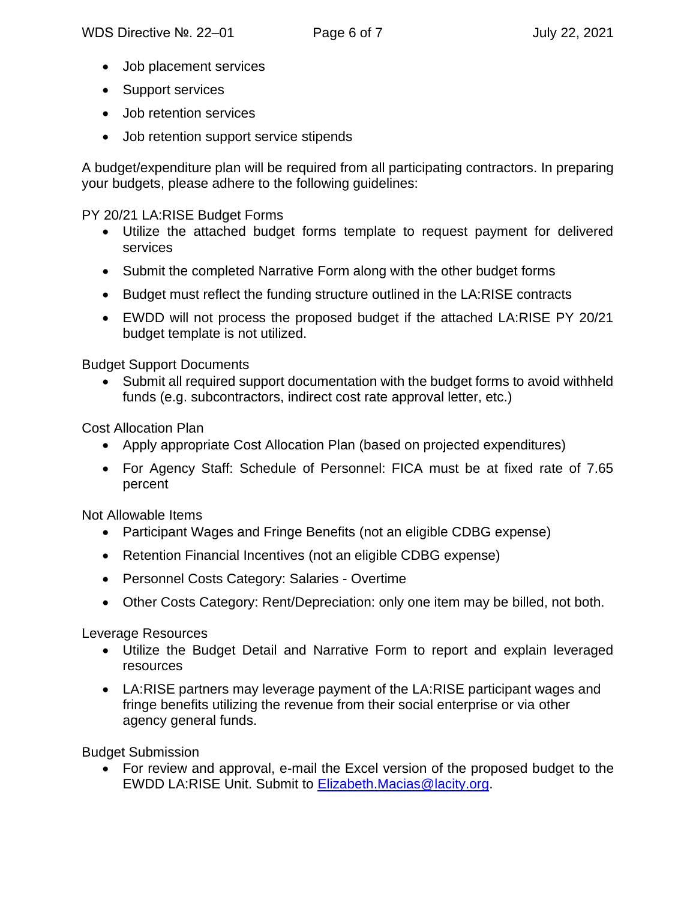- Job placement services
- Support services
- Job retention services
- Job retention support service stipends

A budget/expenditure plan will be required from all participating contractors. In preparing your budgets, please adhere to the following guidelines:

PY 20/21 LA:RISE Budget Forms

- Utilize the attached budget forms template to request payment for delivered services
- Submit the completed Narrative Form along with the other budget forms
- Budget must reflect the funding structure outlined in the LA:RISE contracts
- EWDD will not process the proposed budget if the attached LA:RISE PY 20/21 budget template is not utilized.

Budget Support Documents

- Submit all required support documentation with the budget forms to avoid withheld funds (e.g. subcontractors, indirect cost rate approval letter, etc.)

Cost Allocation Plan

- Apply appropriate Cost Allocation Plan (based on projected expenditures)
- For Agency Staff: Schedule of Personnel: FICA must be at fixed rate of 7.65 percent

Not Allowable Items

- Participant Wages and Fringe Benefits (not an eligible CDBG expense)
- Retention Financial Incentives (not an eligible CDBG expense)
- Personnel Costs Category: Salaries - Overtime
- Other Costs Category: Rent/Depreciation: only one item may be billed, not both.

Leverage Resources

- Utilize the Budget Detail and Narrative Form to report and explain leveraged resources
- LA:RISE partners may leverage payment of the LA:RISE participant wages and fringe benefits utilizing the revenue from their social enterprise or via other agency general funds.

Budget Submission

- For review and approval, e-mail the Excel version of the proposed budget to the EWDD LA:RISE Unit. Submit to [Elizabeth.Macias@lacity.org](mailto:Elizabeth.Macias@lacity.org).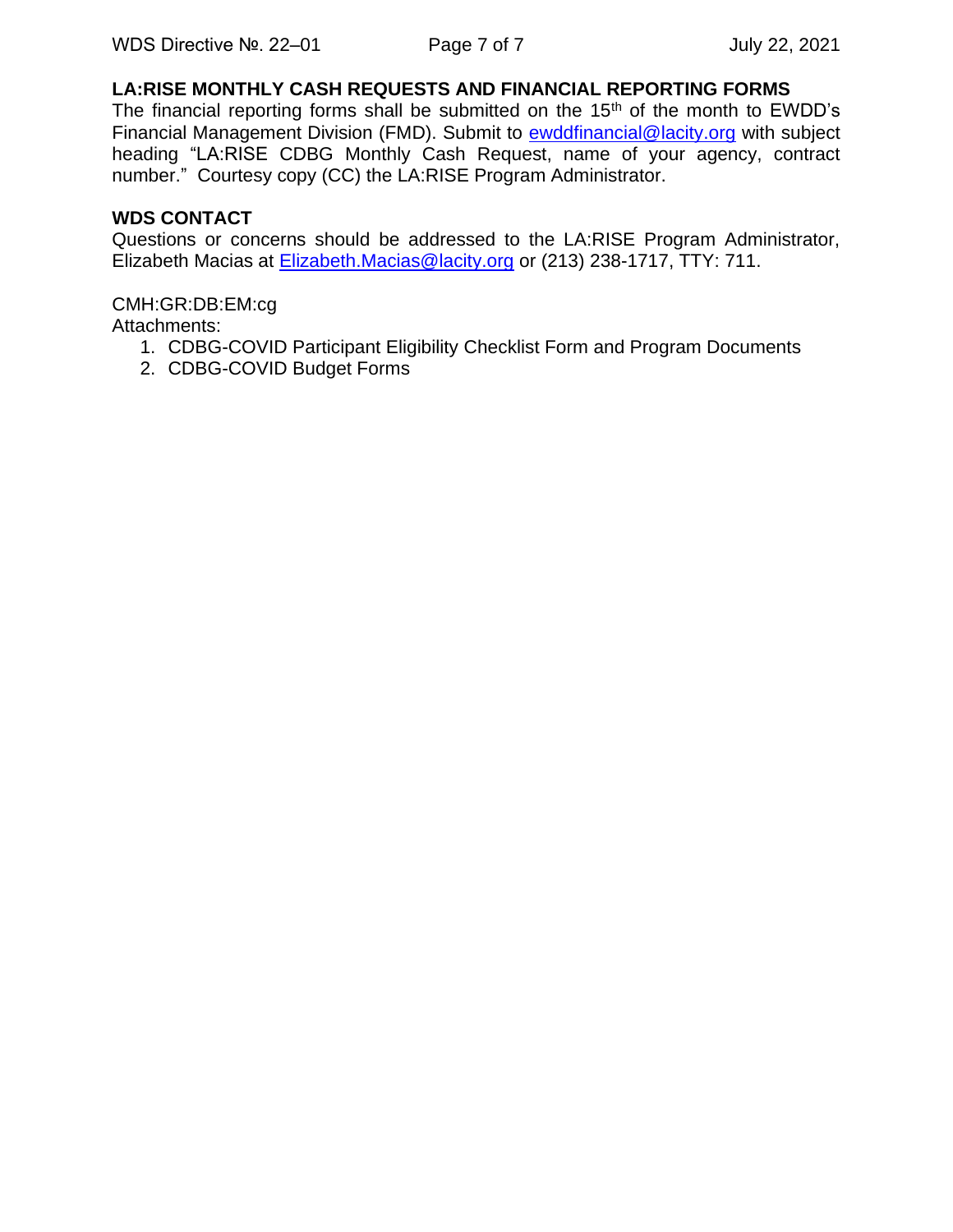## LA:RISE MONTHLY CASH REQUESTS AND FINANCIAL REPORTING FORMS

The financial reporting forms shall be submitted on the 15th of the month to EWDD's Financial Management Division (FMD). Submit to ewddfinancial@lacity.org with subject heading "LA:RISE CDBG Monthly Cash Request, name of your agency, contract number." Courtesy copy (CC) the LA:RISE Program Administrator.

## WDS CONTACT

Questions or concerns should be addressed to the LA:RISE Program Administrator, Elizabeth Macias at Elizabeth.Macias@lacity.org or (213) 238-1717, TTY: 711.

CMH:GR:DB:EM:cg

Attachments:

1. CDBG-COVID Participant Eligibility Checklist Form and Program Documents
2. CDBG-COVID Budget Forms